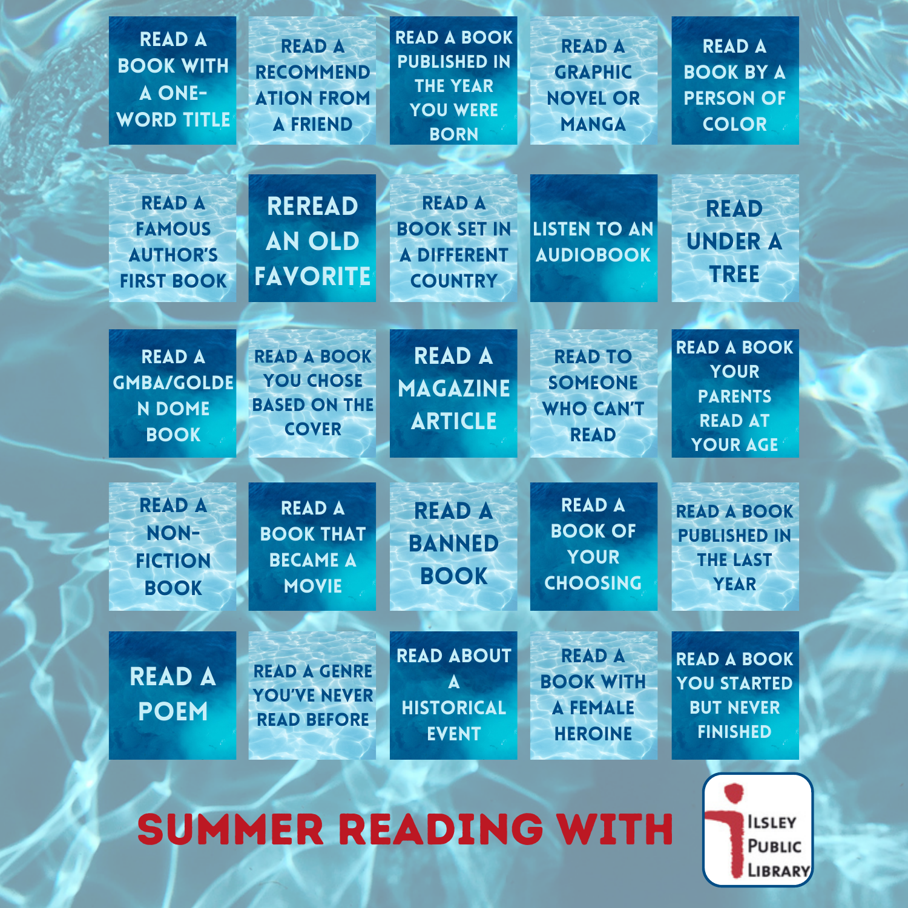| | | | | |
|---|---|---|---|---|
| READ A BOOK WITH A ONE-WORD TITLE | READ A RECOMMENDATION FROM A FRIEND | READ A BOOK PUBLISHED IN THE YEAR YOU WERE BORN | READ A GRAPHIC NOVEL OR MANGA | READ A BOOK BY A PERSON OF COLOR |
| READ A FAMOUS AUTHOR'S FIRST BOOK | REREAD AN OLD FAVORITE | READ A BOOK SET IN A DIFFERENT COUNTRY | LISTEN TO AN AUDIOBOOK | READ UNDER A TREE |
| READ A GMBA/GOLDEN DOME BOOK | READ A BOOK YOU CHOSE BASED ON THE COVER | READ A MAGAZINE ARTICLE | READ TO SOMEONE WHO CAN'T READ | READ A BOOK YOUR PARENTS READ AT YOUR AGE |
| READ A NON-FICTION BOOK | READ A BOOK THAT BECAME A MOVIE | READ A BANNED BOOK | READ A BOOK OF YOUR CHOOSING | READ A BOOK PUBLISHED IN THE LAST YEAR |
| READ A POEM | READ A GENRE YOU'VE NEVER READ BEFORE | READ ABOUT A HISTORICAL EVENT | READ A BOOK WITH A FEMALE HEROINE | READ A BOOK YOU STARTED BUT NEVER FINISHED |

# SUMMER READING WITH

Ilsley Public Library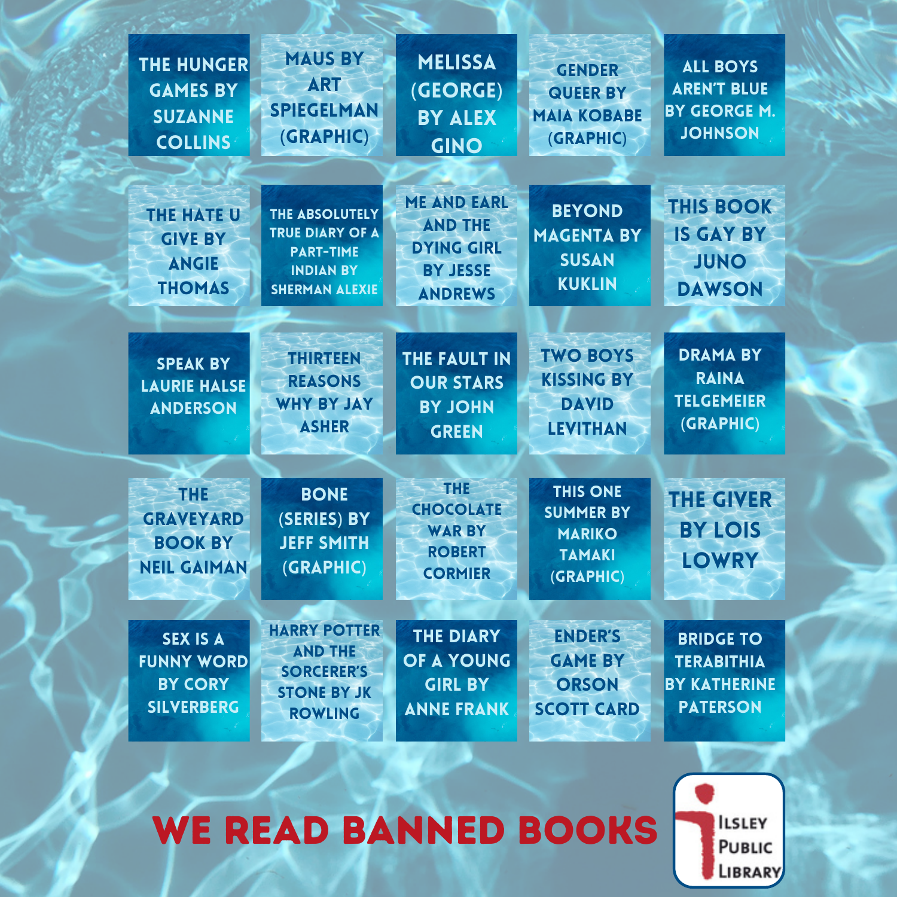THE HUNGER GAMES BY SUZANNE COLLINS

MAUS BY ART SPIEGELMAN (GRAPHIC)

MELISSA (GEORGE) BY ALEX GINO

GENDER QUEER BY MAIA KOBABE (GRAPHIC)

ALL BOYS AREN'T BLUE BY GEORGE M. JOHNSON

THE HATE U GIVE BY ANGIE THOMAS

THE ABSOLUTELY TRUE DIARY OF A PART-TIME INDIAN BY SHERMAN ALEXIE

ME AND EARL AND THE DYING GIRL BY JESSE ANDREWS

BEYOND MAGENTA BY SUSAN KUKLIN

THIS BOOK IS GAY BY JUNO DAWSON

SPEAK BY LAURIE HALSE ANDERSON

THIRTEEN REASONS WHY BY JAY ASHER

THE FAULT IN OUR STARS BY JOHN GREEN

TWO BOYS KISSING BY DAVID LEVITHAN

DRAMA BY RAINA TELGEMEIER (GRAPHIC)

THE GRAVEYARD BOOK BY NEIL GAIMAN

BONE (SERIES) BY JEFF SMITH (GRAPHIC)

THE CHOCOLATE WAR BY ROBERT CORMIER

THIS ONE SUMMER BY MARIKO TAMAKI (GRAPHIC)

THE GIVER BY LOIS LOWRY

SEX IS A FUNNY WORD BY CORY SILVERBERG

HARRY POTTER AND THE SORCERER'S STONE BY JK ROWLING

THE DIARY OF A YOUNG GIRL BY ANNE FRANK

ENDER'S GAME BY ORSON SCOTT CARD

BRIDGE TO TERABITHIA BY KATHERINE PATERSON

# WE READ BANNED BOOKS

Ilsley Public Library